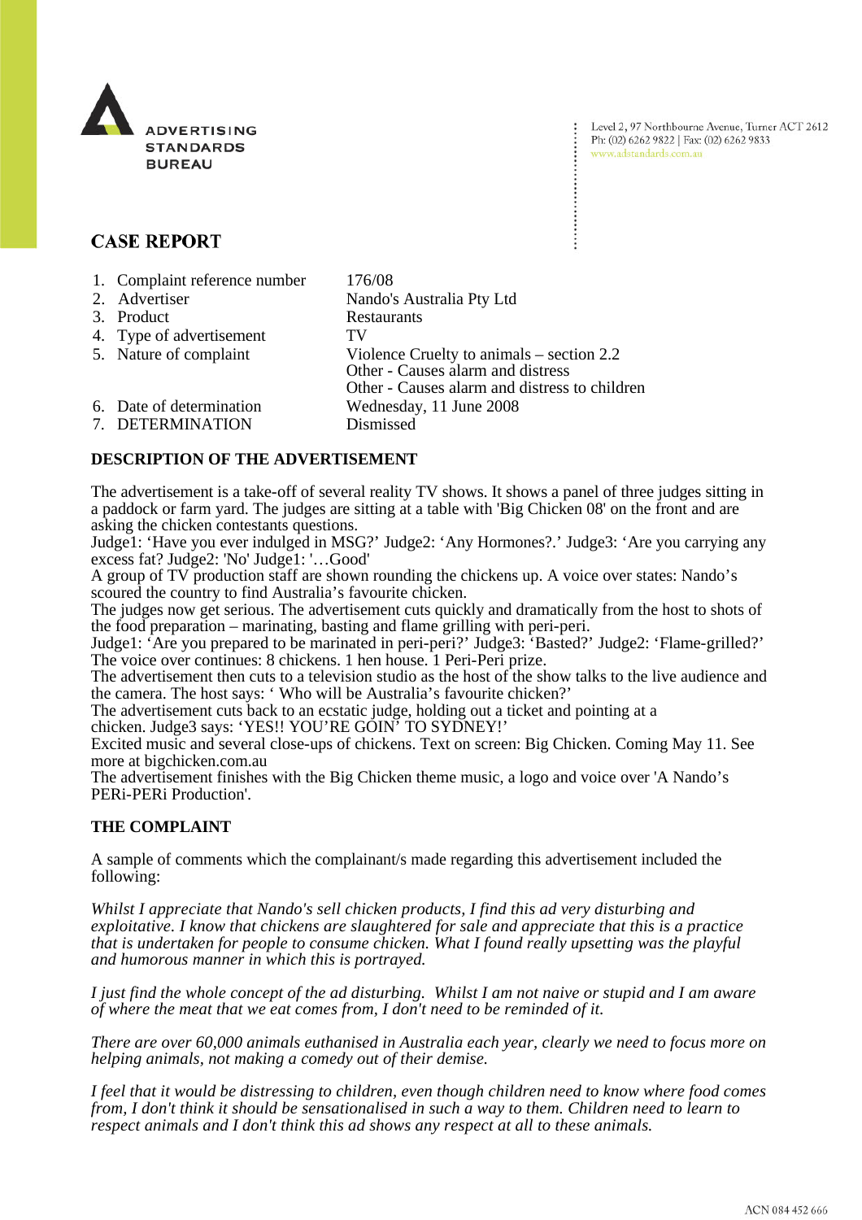ADVERTISING STANDARDS BUREAU

Level 2, 97 Northbourne Avenue, Turner ACT 2612
Ph: (02) 6262 9822 | Fax: (02) 6262 9833
www.adstandards.com.au

## CASE REPORT

| | |
|---|---|
| 1. Complaint reference number | 176/08 |
| 2. Advertiser | Nando's Australia Pty Ltd |
| 3. Product | Restaurants |
| 4. Type of advertisement | TV |
| 5. Nature of complaint | Violence Cruelty to animals – section 2.2<br>Other - Causes alarm and distress<br>Other - Causes alarm and distress to children |
| 6. Date of determination | Wednesday, 11 June 2008 |
| 7. DETERMINATION | Dismissed |

### DESCRIPTION OF THE ADVERTISEMENT

The advertisement is a take-off of several reality TV shows. It shows a panel of three judges sitting in a paddock or farm yard. The judges are sitting at a table with 'Big Chicken 08' on the front and are asking the chicken contestants questions.
Judge1: 'Have you ever indulged in MSG?' Judge2: 'Any Hormones?.' Judge3: 'Are you carrying any excess fat? Judge2: 'No' Judge1: '…Good'
A group of TV production staff are shown rounding the chickens up. A voice over states: Nando's scoured the country to find Australia's favourite chicken.
The judges now get serious. The advertisement cuts quickly and dramatically from the host to shots of the food preparation – marinating, basting and flame grilling with peri-peri.
Judge1: 'Are you prepared to be marinated in peri-peri?' Judge3: 'Basted?' Judge2: 'Flame-grilled?'
The voice over continues: 8 chickens. 1 hen house. 1 Peri-Peri prize.
The advertisement then cuts to a television studio as the host of the show talks to the live audience and the camera. The host says: ' Who will be Australia's favourite chicken?'
The advertisement cuts back to an ecstatic judge, holding out a ticket and pointing at a chicken. Judge3 says: 'YES!! YOU'RE GOIN' TO SYDNEY!'
Excited music and several close-ups of chickens. Text on screen: Big Chicken. Coming May 11. See more at bigchicken.com.au
The advertisement finishes with the Big Chicken theme music, a logo and voice over 'A Nando's PERi-PERi Production'.

### THE COMPLAINT

A sample of comments which the complainant/s made regarding this advertisement included the following:

*Whilst I appreciate that Nando's sell chicken products, I find this ad very disturbing and exploitative. I know that chickens are slaughtered for sale and appreciate that this is a practice that is undertaken for people to consume chicken. What I found really upsetting was the playful and humorous manner in which this is portrayed.*

*I just find the whole concept of the ad disturbing. Whilst I am not naive or stupid and I am aware of where the meat that we eat comes from, I don't need to be reminded of it.*

*There are over 60,000 animals euthanised in Australia each year, clearly we need to focus more on helping animals, not making a comedy out of their demise.*

*I feel that it would be distressing to children, even though children need to know where food comes from, I don't think it should be sensationalised in such a way to them. Children need to learn to respect animals and I don't think this ad shows any respect at all to these animals.*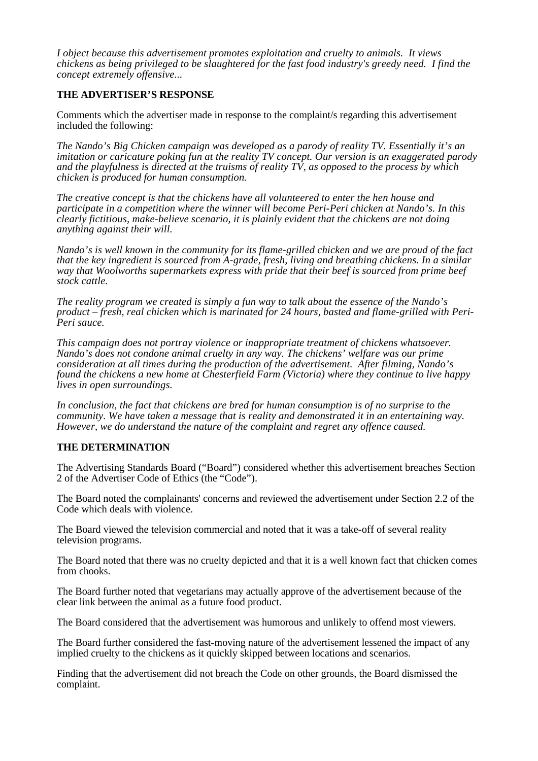*I object because this advertisement promotes exploitation and cruelty to animals. It views chickens as being privileged to be slaughtered for the fast food industry's greedy need. I find the concept extremely offensive...*

**THE ADVERTISER'S RESPONSE**

Comments which the advertiser made in response to the complaint/s regarding this advertisement included the following:

*The Nando's Big Chicken campaign was developed as a parody of reality TV. Essentially it's an imitation or caricature poking fun at the reality TV concept. Our version is an exaggerated parody and the playfulness is directed at the truisms of reality TV, as opposed to the process by which chicken is produced for human consumption.*

*The creative concept is that the chickens have all volunteered to enter the hen house and participate in a competition where the winner will become Peri-Peri chicken at Nando's. In this clearly fictitious, make-believe scenario, it is plainly evident that the chickens are not doing anything against their will.*

*Nando's is well known in the community for its flame-grilled chicken and we are proud of the fact that the key ingredient is sourced from A-grade, fresh, living and breathing chickens. In a similar way that Woolworths supermarkets express with pride that their beef is sourced from prime beef stock cattle.*

*The reality program we created is simply a fun way to talk about the essence of the Nando's product – fresh, real chicken which is marinated for 24 hours, basted and flame-grilled with Peri-Peri sauce.*

*This campaign does not portray violence or inappropriate treatment of chickens whatsoever. Nando's does not condone animal cruelty in any way. The chickens' welfare was our prime consideration at all times during the production of the advertisement. After filming, Nando's found the chickens a new home at Chesterfield Farm (Victoria) where they continue to live happy lives in open surroundings.*

*In conclusion, the fact that chickens are bred for human consumption is of no surprise to the community. We have taken a message that is reality and demonstrated it in an entertaining way. However, we do understand the nature of the complaint and regret any offence caused.*

**THE DETERMINATION**

The Advertising Standards Board ("Board") considered whether this advertisement breaches Section 2 of the Advertiser Code of Ethics (the "Code").

The Board noted the complainants' concerns and reviewed the advertisement under Section 2.2 of the Code which deals with violence.

The Board viewed the television commercial and noted that it was a take-off of several reality television programs.

The Board noted that there was no cruelty depicted and that it is a well known fact that chicken comes from chooks.

The Board further noted that vegetarians may actually approve of the advertisement because of the clear link between the animal as a future food product.

The Board considered that the advertisement was humorous and unlikely to offend most viewers.

The Board further considered the fast-moving nature of the advertisement lessened the impact of any implied cruelty to the chickens as it quickly skipped between locations and scenarios.

Finding that the advertisement did not breach the Code on other grounds, the Board dismissed the complaint.